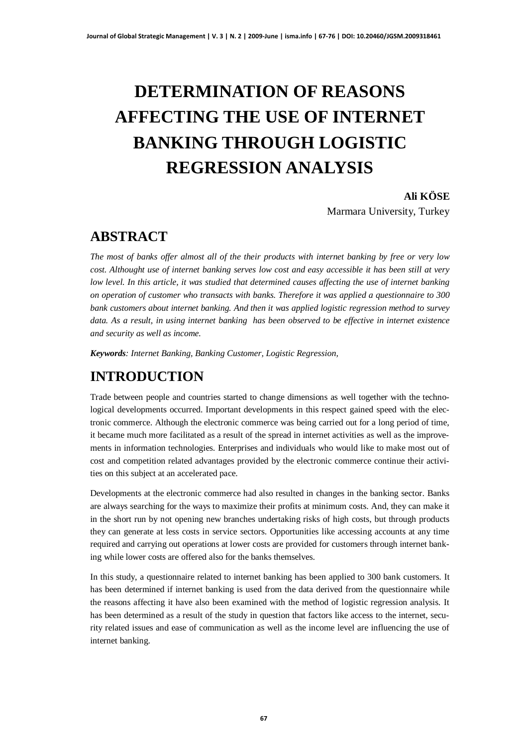# DETERMINATION OF REASONS AFFECTING THE USE OF INTERNET BANKING THROUGH LOGISTIC REGRESSION ANALYSIS

**Ali KÖSE**
Marmara University, Turkey

## ABSTRACT

*The most of banks offer almost all of the their products with internet banking by free or very low cost. Althought use of internet banking serves low cost and easy accessible it has been still at very low level. In this article, it was studied that determined causes affecting the use of internet banking on operation of customer who transacts with banks. Therefore it was applied a questionnaire to 300 bank customers about internet banking. And then it was applied logistic regression method to survey data. As a result, in using internet banking has been observed to be effective in internet existence and security as well as income.*

***Keywords**: Internet Banking, Banking Customer, Logistic Regression,*

## INTRODUCTION

Trade between people and countries started to change dimensions as well together with the technological developments occurred. Important developments in this respect gained speed with the electronic commerce. Although the electronic commerce was being carried out for a long period of time, it became much more facilitated as a result of the spread in internet activities as well as the improvements in information technologies. Enterprises and individuals who would like to make most out of cost and competition related advantages provided by the electronic commerce continue their activities on this subject at an accelerated pace.

Developments at the electronic commerce had also resulted in changes in the banking sector. Banks are always searching for the ways to maximize their profits at minimum costs. And, they can make it in the short run by not opening new branches undertaking risks of high costs, but through products they can generate at less costs in service sectors. Opportunities like accessing accounts at any time required and carrying out operations at lower costs are provided for customers through internet banking while lower costs are offered also for the banks themselves.

In this study, a questionnaire related to internet banking has been applied to 300 bank customers. It has been determined if internet banking is used from the data derived from the questionnaire while the reasons affecting it have also been examined with the method of logistic regression analysis. It has been determined as a result of the study in question that factors like access to the internet, security related issues and ease of communication as well as the income level are influencing the use of internet banking.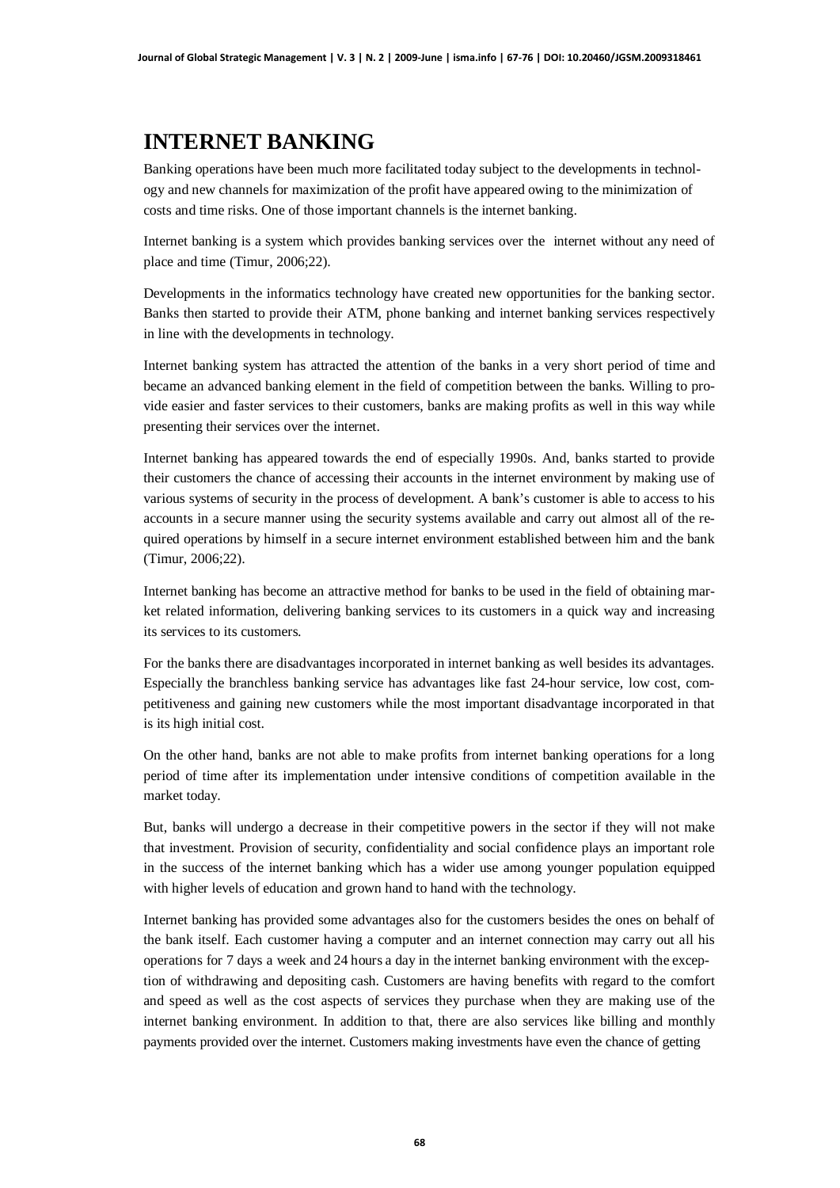# INTERNET BANKING

Banking operations have been much more facilitated today subject to the developments in technology and new channels for maximization of the profit have appeared owing to the minimization of costs and time risks. One of those important channels is the internet banking.

Internet banking is a system which provides banking services over the internet without any need of place and time (Timur, 2006;22).

Developments in the informatics technology have created new opportunities for the banking sector. Banks then started to provide their ATM, phone banking and internet banking services respectively in line with the developments in technology.

Internet banking system has attracted the attention of the banks in a very short period of time and became an advanced banking element in the field of competition between the banks. Willing to provide easier and faster services to their customers, banks are making profits as well in this way while presenting their services over the internet.

Internet banking has appeared towards the end of especially 1990s. And, banks started to provide their customers the chance of accessing their accounts in the internet environment by making use of various systems of security in the process of development. A bank's customer is able to access to his accounts in a secure manner using the security systems available and carry out almost all of the required operations by himself in a secure internet environment established between him and the bank (Timur, 2006;22).

Internet banking has become an attractive method for banks to be used in the field of obtaining market related information, delivering banking services to its customers in a quick way and increasing its services to its customers.

For the banks there are disadvantages incorporated in internet banking as well besides its advantages. Especially the branchless banking service has advantages like fast 24-hour service, low cost, competitiveness and gaining new customers while the most important disadvantage incorporated in that is its high initial cost.

On the other hand, banks are not able to make profits from internet banking operations for a long period of time after its implementation under intensive conditions of competition available in the market today.

But, banks will undergo a decrease in their competitive powers in the sector if they will not make that investment. Provision of security, confidentiality and social confidence plays an important role in the success of the internet banking which has a wider use among younger population equipped with higher levels of education and grown hand to hand with the technology.

Internet banking has provided some advantages also for the customers besides the ones on behalf of the bank itself. Each customer having a computer and an internet connection may carry out all his operations for 7 days a week and 24 hours a day in the internet banking environment with the exception of withdrawing and depositing cash. Customers are having benefits with regard to the comfort and speed as well as the cost aspects of services they purchase when they are making use of the internet banking environment. In addition to that, there are also services like billing and monthly payments provided over the internet. Customers making investments have even the chance of getting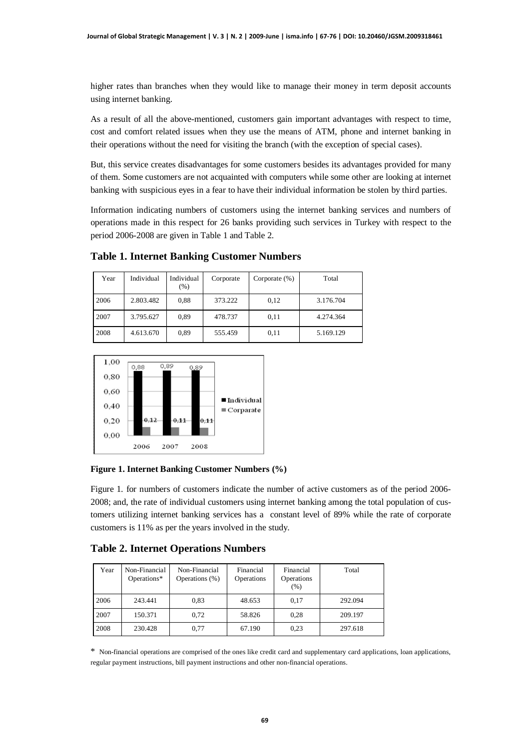higher rates than branches when they would like to manage their money in term deposit accounts using internet banking.

As a result of all the above-mentioned, customers gain important advantages with respect to time, cost and comfort related issues when they use the means of ATM, phone and internet banking in their operations without the need for visiting the branch (with the exception of special cases).

But, this service creates disadvantages for some customers besides its advantages provided for many of them. Some customers are not acquainted with computers while some other are looking at internet banking with suspicious eyes in a fear to have their individual information be stolen by third parties.

Information indicating numbers of customers using the internet banking services and numbers of operations made in this respect for 26 banks providing such services in Turkey with respect to the period 2006-2008 are given in Table 1 and Table 2.

**Table 1. Internet Banking Customer Numbers**

| Year | Individual | Individual (%) | Corporate | Corporate (%) | Total |
|---|---|---|---|---|---|
| 2006 | 2.803.482 | 0,88 | 373.222 | 0,12 | 3.176.704 |
| 2007 | 3.795.627 | 0,89 | 478.737 | 0,11 | 4.274.364 |
| 2008 | 4.613.670 | 0,89 | 555.459 | 0,11 | 5.169.129 |

**Figure 1. Internet Banking Customer Numbers (%)**

Figure 1. for numbers of customers indicate the number of active customers as of the period 2006-2008; and, the rate of individual customers using internet banking among the total population of customers utilizing internet banking services has a constant level of 89% while the rate of corporate customers is 11% as per the years involved in the study.

**Table 2. Internet Operations Numbers**

| Year | Non-Financial Operations* | Non-Financial Operations (%) | Financial Operations | Financial Operations (%) | Total |
|---|---|---|---|---|---|
| 2006 | 243.441 | 0,83 | 48.653 | 0,17 | 292.094 |
| 2007 | 150.371 | 0,72 | 58.826 | 0,28 | 209.197 |
| 2008 | 230.428 | 0,77 | 67.190 | 0,23 | 297.618 |

* Non-financial operations are comprised of the ones like credit card and supplementary card applications, loan applications, regular payment instructions, bill payment instructions and other non-financial operations.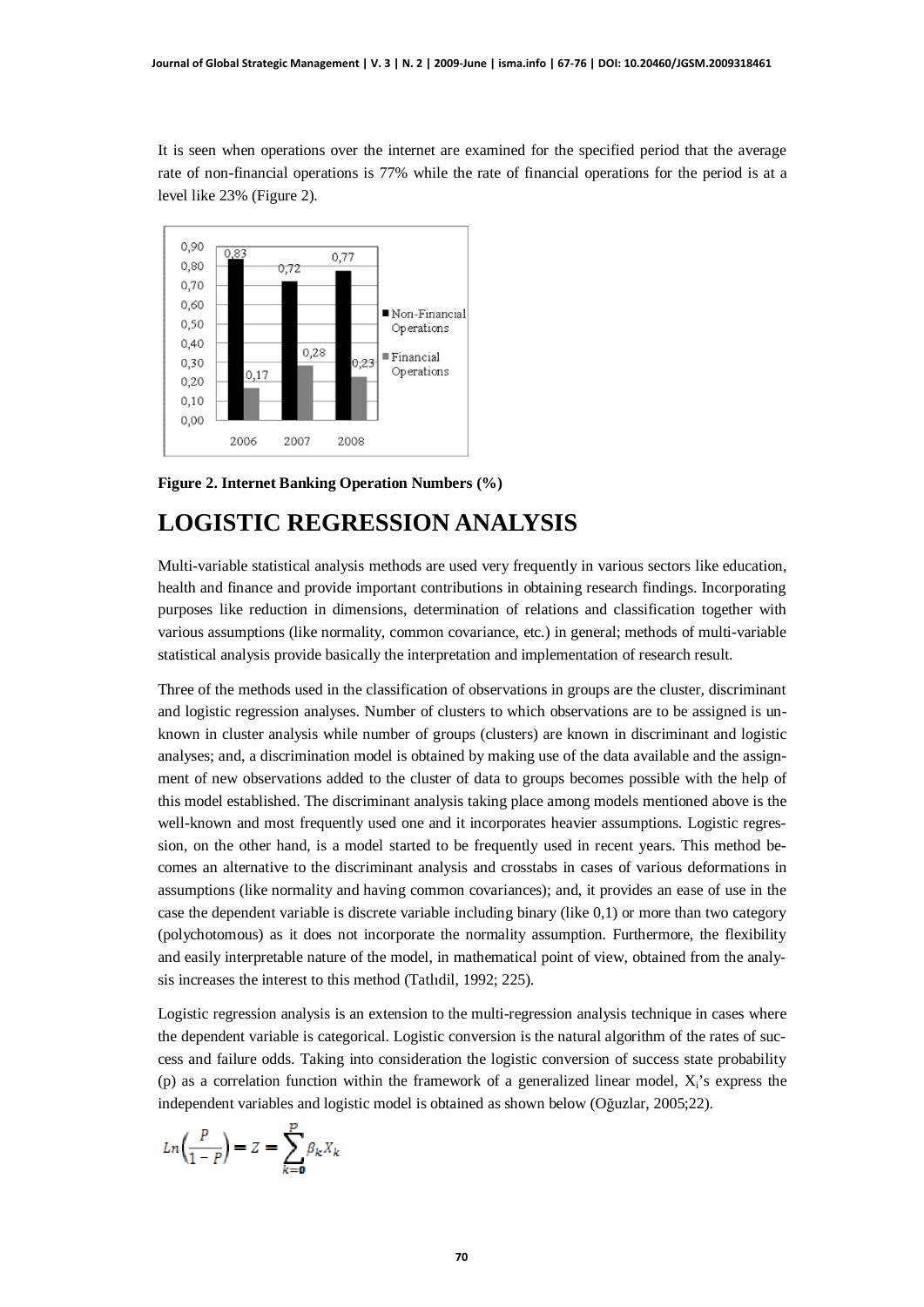It is seen when operations over the internet are examined for the specified period that the average rate of non-financial operations is 77% while the rate of financial operations for the period is at a level like 23% (Figure 2).

**Figure 2. Internet Banking Operation Numbers (%)**

# LOGISTIC REGRESSION ANALYSIS

Multi-variable statistical analysis methods are used very frequently in various sectors like education, health and finance and provide important contributions in obtaining research findings. Incorporating purposes like reduction in dimensions, determination of relations and classification together with various assumptions (like normality, common covariance, etc.) in general; methods of multi-variable statistical analysis provide basically the interpretation and implementation of research result.

Three of the methods used in the classification of observations in groups are the cluster, discriminant and logistic regression analyses. Number of clusters to which observations are to be assigned is unknown in cluster analysis while number of groups (clusters) are known in discriminant and logistic analyses; and, a discrimination model is obtained by making use of the data available and the assignment of new observations added to the cluster of data to groups becomes possible with the help of this model established. The discriminant analysis taking place among models mentioned above is the well-known and most frequently used one and it incorporates heavier assumptions. Logistic regression, on the other hand, is a model started to be frequently used in recent years. This method becomes an alternative to the discriminant analysis and crosstabs in cases of various deformations in assumptions (like normality and having common covariances); and, it provides an ease of use in the case the dependent variable is discrete variable including binary (like 0,1) or more than two category (polychotomous) as it does not incorporate the normality assumption. Furthermore, the flexibility and easily interpretable nature of the model, in mathematical point of view, obtained from the analysis increases the interest to this method (Tatlıdil, 1992; 225).

Logistic regression analysis is an extension to the multi-regression analysis technique in cases where the dependent variable is categorical. Logistic conversion is the natural algorithm of the rates of success and failure odds. Taking into consideration the logistic conversion of success state probability (p) as a correlation function within the framework of a generalized linear model, $X_i$'s express the independent variables and logistic model is obtained as shown below (Oğuzlar, 2005;22).

$$Ln\left(\frac{P}{1-P}\right) = Z = \sum_{k=0}^{p} \beta_k X_k$$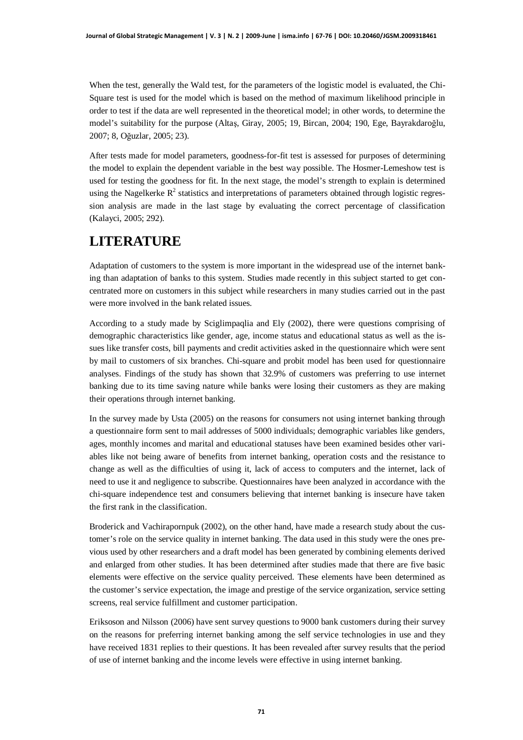When the test, generally the Wald test, for the parameters of the logistic model is evaluated, the Chi-Square test is used for the model which is based on the method of maximum likelihood principle in order to test if the data are well represented in the theoretical model; in other words, to determine the model's suitability for the purpose (Altaş, Giray, 2005; 19, Bircan, 2004; 190, Ege, Bayrakdaroğlu, 2007; 8, Oğuzlar, 2005; 23).

After tests made for model parameters, goodness-for-fit test is assessed for purposes of determining the model to explain the dependent variable in the best way possible. The Hosmer-Lemeshow test is used for testing the goodness for fit. In the next stage, the model's strength to explain is determined using the Nagelkerke $R^2$ statistics and interpretations of parameters obtained through logistic regression analysis are made in the last stage by evaluating the correct percentage of classification (Kalayci, 2005; 292).

# LITERATURE

Adaptation of customers to the system is more important in the widespread use of the internet banking than adaptation of banks to this system. Studies made recently in this subject started to get concentrated more on customers in this subject while researchers in many studies carried out in the past were more involved in the bank related issues.

According to a study made by Sciglimpaqlia and Ely (2002), there were questions comprising of demographic characteristics like gender, age, income status and educational status as well as the issues like transfer costs, bill payments and credit activities asked in the questionnaire which were sent by mail to customers of six branches. Chi-square and probit model has been used for questionnaire analyses. Findings of the study has shown that 32.9% of customers was preferring to use internet banking due to its time saving nature while banks were losing their customers as they are making their operations through internet banking.

In the survey made by Usta (2005) on the reasons for consumers not using internet banking through a questionnaire form sent to mail addresses of 5000 individuals; demographic variables like genders, ages, monthly incomes and marital and educational statuses have been examined besides other variables like not being aware of benefits from internet banking, operation costs and the resistance to change as well as the difficulties of using it, lack of access to computers and the internet, lack of need to use it and negligence to subscribe. Questionnaires have been analyzed in accordance with the chi-square independence test and consumers believing that internet banking is insecure have taken the first rank in the classification.

Broderick and Vachirapornpuk (2002), on the other hand, have made a research study about the customer's role on the service quality in internet banking. The data used in this study were the ones previous used by other researchers and a draft model has been generated by combining elements derived and enlarged from other studies. It has been determined after studies made that there are five basic elements were effective on the service quality perceived. These elements have been determined as the customer's service expectation, the image and prestige of the service organization, service setting screens, real service fulfillment and customer participation.

Eriksoson and Nilsson (2006) have sent survey questions to 9000 bank customers during their survey on the reasons for preferring internet banking among the self service technologies in use and they have received 1831 replies to their questions. It has been revealed after survey results that the period of use of internet banking and the income levels were effective in using internet banking.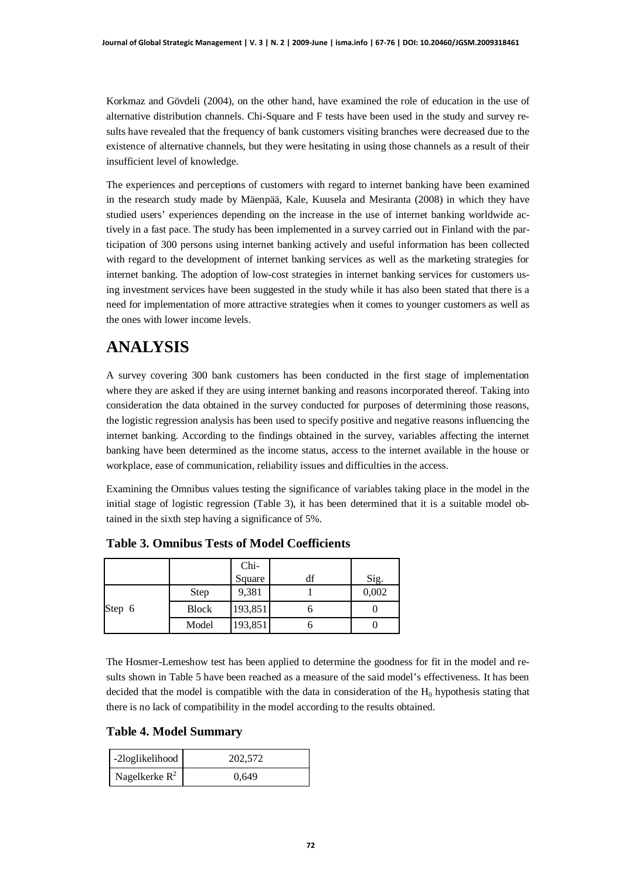Korkmaz and Gövdeli (2004), on the other hand, have examined the role of education in the use of alternative distribution channels. Chi-Square and F tests have been used in the study and survey results have revealed that the frequency of bank customers visiting branches were decreased due to the existence of alternative channels, but they were hesitating in using those channels as a result of their insufficient level of knowledge.

The experiences and perceptions of customers with regard to internet banking have been examined in the research study made by Mäenpää, Kale, Kuusela and Mesiranta (2008) in which they have studied users' experiences depending on the increase in the use of internet banking worldwide actively in a fast pace. The study has been implemented in a survey carried out in Finland with the participation of 300 persons using internet banking actively and useful information has been collected with regard to the development of internet banking services as well as the marketing strategies for internet banking. The adoption of low-cost strategies in internet banking services for customers using investment services have been suggested in the study while it has also been stated that there is a need for implementation of more attractive strategies when it comes to younger customers as well as the ones with lower income levels.

# ANALYSIS

A survey covering 300 bank customers has been conducted in the first stage of implementation where they are asked if they are using internet banking and reasons incorporated thereof. Taking into consideration the data obtained in the survey conducted for purposes of determining those reasons, the logistic regression analysis has been used to specify positive and negative reasons influencing the internet banking. According to the findings obtained in the survey, variables affecting the internet banking have been determined as the income status, access to the internet available in the house or workplace, ease of communication, reliability issues and difficulties in the access.

Examining the Omnibus values testing the significance of variables taking place in the model in the initial stage of logistic regression (Table 3), it has been determined that it is a suitable model obtained in the sixth step having a significance of 5%.

**Table 3. Omnibus Tests of Model Coefficients**

| | | Chi-Square | df | Sig. |
|---|---|---|---|---|
| Step 6 | Step | 9,381 | 1 | 0,002 |
| | Block | 193,851 | 6 | 0 |
| | Model | 193,851 | 6 | 0 |

The Hosmer-Lemeshow test has been applied to determine the goodness for fit in the model and results shown in Table 5 have been reached as a measure of the said model's effectiveness. It has been decided that the model is compatible with the data in consideration of the $H_0$ hypothesis stating that there is no lack of compatibility in the model according to the results obtained.

**Table 4. Model Summary**

| | |
|---|---|
| -2loglikelihood | 202,572 |
| Nagelkerke $R^2$ | 0,649 |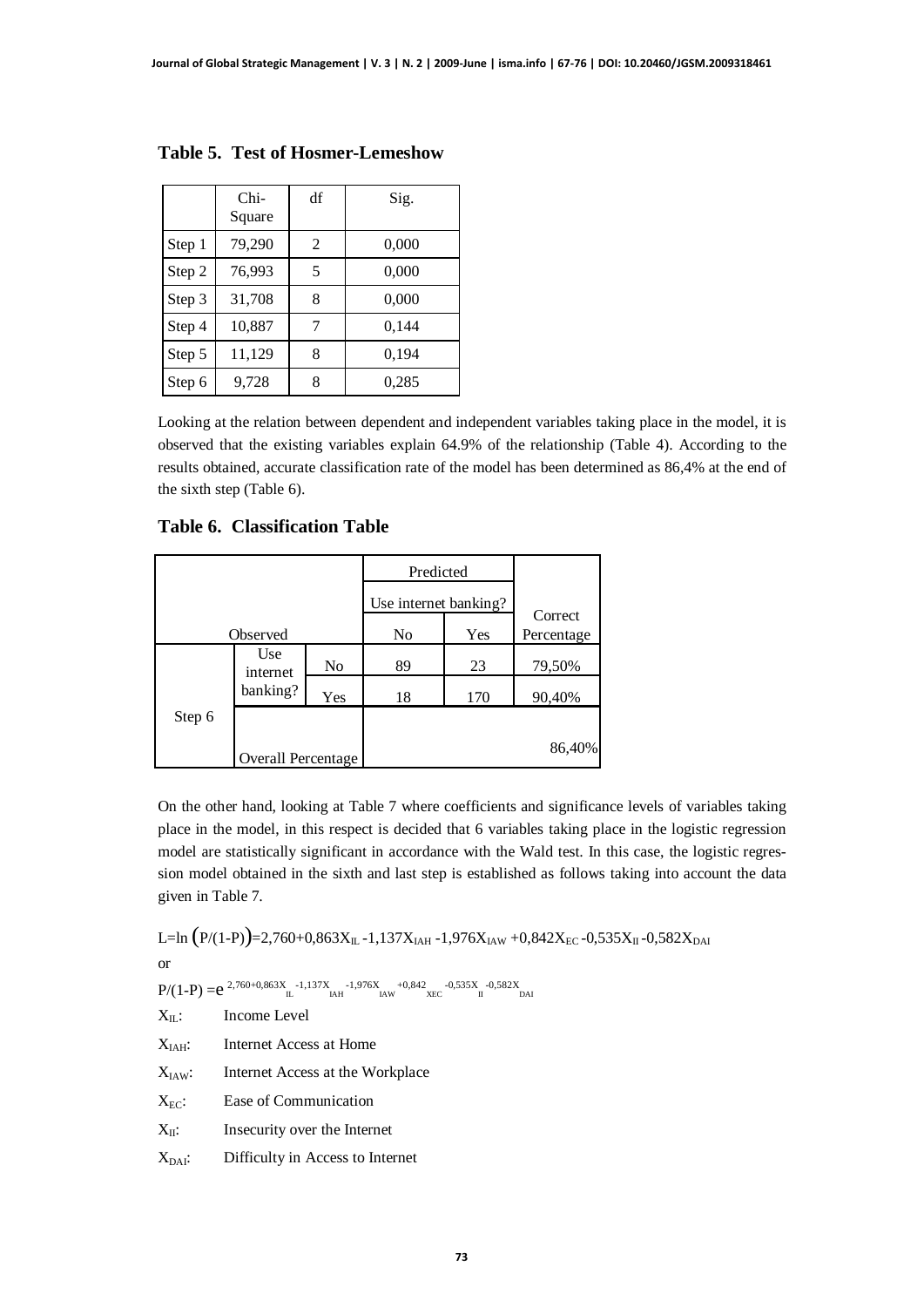**Table 5. Test of Hosmer-Lemeshow**

| | Chi-Square | df | Sig. |
|---|---|---|---|
| Step 1 | 79,290 | 2 | 0,000 |
| Step 2 | 76,993 | 5 | 0,000 |
| Step 3 | 31,708 | 8 | 0,000 |
| Step 4 | 10,887 | 7 | 0,144 |
| Step 5 | 11,129 | 8 | 0,194 |
| Step 6 | 9,728 | 8 | 0,285 |

Looking at the relation between dependent and independent variables taking place in the model, it is observed that the existing variables explain 64.9% of the relationship (Table 4). According to the results obtained, accurate classification rate of the model has been determined as 86,4% at the end of the sixth step (Table 6).

**Table 6. Classification Table**

| Observed | | | Predicted: Use internet banking? No | Predicted: Use internet banking? Yes | Correct Percentage |
|---|---|---|---|---|---|
| Step 6 | Use internet banking? | No | 89 | 23 | 79,50% |
| | | Yes | 18 | 170 | 90,40% |
| | Overall Percentage | | | | 86,40% |

On the other hand, looking at Table 7 where coefficients and significance levels of variables taking place in the model, in this respect is decided that 6 variables taking place in the logistic regression model are statistically significant in accordance with the Wald test. In this case, the logistic regression model obtained in the sixth and last step is established as follows taking into account the data given in Table 7.

$$L=\ln\left(P/(1-P)\right)=2,760+0,863X_{IL}-1,137X_{IAH}-1,976X_{IAW}+0,842X_{EC}-0,535X_{II}-0,582X_{DAI}$$

or

$$P/(1-P)=e^{2,760+0,863X_{IL}-1,137X_{IAH}-1,976X_{IAW}+0,842X_{EC}-0,535X_{II}-0,582X_{DAI}}$$

$X_{IL}$: Income Level

$X_{IAH}$: Internet Access at Home

$X_{IAW}$: Internet Access at the Workplace

$X_{EC}$: Ease of Communication

$X_{II}$: Insecurity over the Internet

$X_{DAI}$: Difficulty in Access to Internet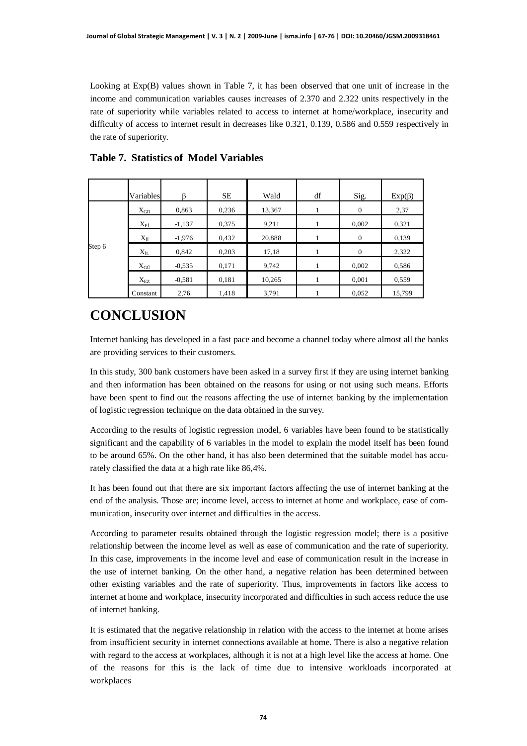Looking at Exp(B) values shown in Table 7, it has been observed that one unit of increase in the income and communication variables causes increases of 2.370 and 2.322 units respectively in the rate of superiority while variables related to access to internet at home/workplace, insecurity and difficulty of access to internet result in decreases like 0.321, 0.139, 0.586 and 0.559 respectively in the rate of superiority.

**Table 7. Statistics of Model Variables**

| | Variables | β | SE | Wald | df | Sig. | Exp(β) |
|---|---|---|---|---|---|---|---|
| Step 6 | $X_{GD}$ | 0,863 | 0,236 | 13,367 | 1 | 0 | 2,37 |
| | $X_{Eİ}$ | -1,137 | 0,375 | 9,211 | 1 | 0,002 | 0,321 |
| | $X_{İİ}$ | -1,976 | 0,432 | 20,888 | 1 | 0 | 0,139 |
| | $X_{İL}$ | 0,842 | 0,203 | 17,18 | 1 | 0 | 2,322 |
| | $X_{GÜ}$ | -0,535 | 0,171 | 9,742 | 1 | 0,002 | 0,586 |
| | $X_{EZ}$ | -0,581 | 0,181 | 10,265 | 1 | 0,001 | 0,559 |
| | Constant | 2,76 | 1,418 | 3,791 | 1 | 0,052 | 15,799 |

# CONCLUSION

Internet banking has developed in a fast pace and become a channel today where almost all the banks are providing services to their customers.

In this study, 300 bank customers have been asked in a survey first if they are using internet banking and then information has been obtained on the reasons for using or not using such means. Efforts have been spent to find out the reasons affecting the use of internet banking by the implementation of logistic regression technique on the data obtained in the survey.

According to the results of logistic regression model, 6 variables have been found to be statistically significant and the capability of 6 variables in the model to explain the model itself has been found to be around 65%. On the other hand, it has also been determined that the suitable model has accurately classified the data at a high rate like 86,4%.

It has been found out that there are six important factors affecting the use of internet banking at the end of the analysis. Those are; income level, access to internet at home and workplace, ease of communication, insecurity over internet and difficulties in the access.

According to parameter results obtained through the logistic regression model; there is a positive relationship between the income level as well as ease of communication and the rate of superiority. In this case, improvements in the income level and ease of communication result in the increase in the use of internet banking. On the other hand, a negative relation has been determined between other existing variables and the rate of superiority. Thus, improvements in factors like access to internet at home and workplace, insecurity incorporated and difficulties in such access reduce the use of internet banking.

It is estimated that the negative relationship in relation with the access to the internet at home arises from insufficient security in internet connections available at home. There is also a negative relation with regard to the access at workplaces, although it is not at a high level like the access at home. One of the reasons for this is the lack of time due to intensive workloads incorporated at workplaces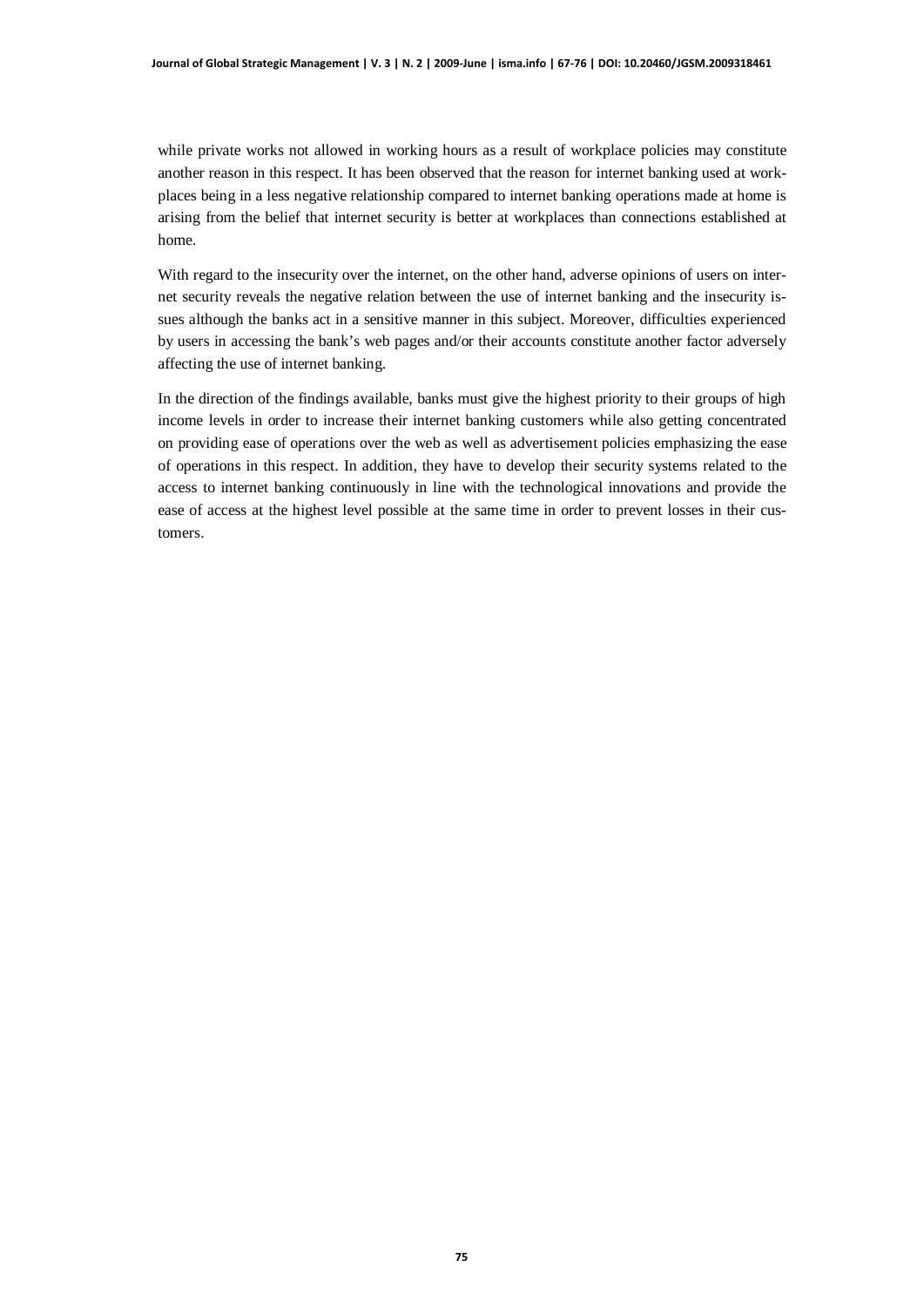while private works not allowed in working hours as a result of workplace policies may constitute another reason in this respect. It has been observed that the reason for internet banking used at workplaces being in a less negative relationship compared to internet banking operations made at home is arising from the belief that internet security is better at workplaces than connections established at home.

With regard to the insecurity over the internet, on the other hand, adverse opinions of users on internet security reveals the negative relation between the use of internet banking and the insecurity issues although the banks act in a sensitive manner in this subject. Moreover, difficulties experienced by users in accessing the bank's web pages and/or their accounts constitute another factor adversely affecting the use of internet banking.

In the direction of the findings available, banks must give the highest priority to their groups of high income levels in order to increase their internet banking customers while also getting concentrated on providing ease of operations over the web as well as advertisement policies emphasizing the ease of operations in this respect. In addition, they have to develop their security systems related to the access to internet banking continuously in line with the technological innovations and provide the ease of access at the highest level possible at the same time in order to prevent losses in their customers.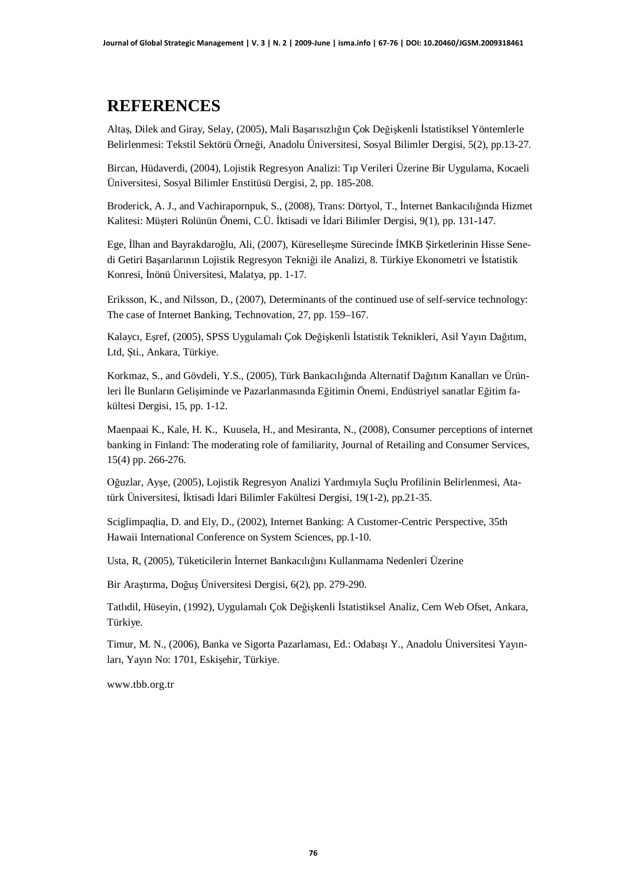# REFERENCES

Altaş, Dilek and Giray, Selay, (2005), Mali Başarısızlığın Çok Değişkenli İstatistiksel Yöntemlerle Belirlenmesi: Tekstil Sektörü Örneği, Anadolu Üniversitesi, Sosyal Bilimler Dergisi, 5(2), pp.13-27.

Bircan, Hüdaverdi, (2004), Lojistik Regresyon Analizi: Tıp Verileri Üzerine Bir Uygulama, Kocaeli Üniversitesi, Sosyal Bilimler Enstitüsü Dergisi, 2, pp. 185-208.

Broderick, A. J., and Vachirapornpuk, S., (2008), Trans: Dörtyol, T., İnternet Bankacılığında Hizmet Kalitesi: Müşteri Rolünün Önemi, C.Ü. İktisadi ve İdari Bilimler Dergisi, 9(1), pp. 131-147.

Ege, İlhan and Bayrakdaroğlu, Ali, (2007), Küreselleşme Sürecinde İMKB Şirketlerinin Hisse Senedi Getiri Başarılarının Lojistik Regresyon Tekniği ile Analizi, 8. Türkiye Ekonometri ve İstatistik Konresi, İnönü Üniversitesi, Malatya, pp. 1-17.

Eriksson, K., and Nilsson, D., (2007), Determinants of the continued use of self-service technology: The case of Internet Banking, Technovation, 27, pp. 159–167.

Kalaycı, Eşref, (2005), SPSS Uygulamalı Çok Değişkenli İstatistik Teknikleri, Asil Yayın Dağıtım, Ltd, Şti., Ankara, Türkiye.

Korkmaz, S., and Gövdeli, Y.S., (2005), Türk Bankacılığında Alternatif Dağıtım Kanalları ve Ürünleri İle Bunların Gelişiminde ve Pazarlanmasında Eğitimin Önemi, Endüstriyel sanatlar Eğitim fakültesi Dergisi, 15, pp. 1-12.

Maenpaai K., Kale, H. K., Kuusela, H., and Mesiranta, N., (2008), Consumer perceptions of internet banking in Finland: The moderating role of familiarity, Journal of Retailing and Consumer Services, 15(4) pp. 266-276.

Oğuzlar, Ayşe, (2005), Lojistik Regresyon Analizi Yardımıyla Suçlu Profilinin Belirlenmesi, Atatürk Üniversitesi, İktisadi İdari Bilimler Fakültesi Dergisi, 19(1-2), pp.21-35.

Sciglimpaqlia, D. and Ely, D., (2002), Internet Banking: A Customer-Centric Perspective, 35th Hawaii International Conference on System Sciences, pp.1-10.

Usta, R, (2005), Tüketicilerin İnternet Bankacılığını Kullanmama Nedenleri Üzerine

Bir Araştırma, Doğuş Üniversitesi Dergisi, 6(2), pp. 279-290.

Tatlıdil, Hüseyin, (1992), Uygulamalı Çok Değişkenli İstatistiksel Analiz, Cem Web Ofset, Ankara, Türkiye.

Timur, M. N., (2006), Banka ve Sigorta Pazarlaması, Ed.: Odabaşı Y., Anadolu Üniversitesi Yayınları, Yayın No: 1701, Eskişehir, Türkiye.

www.tbb.org.tr